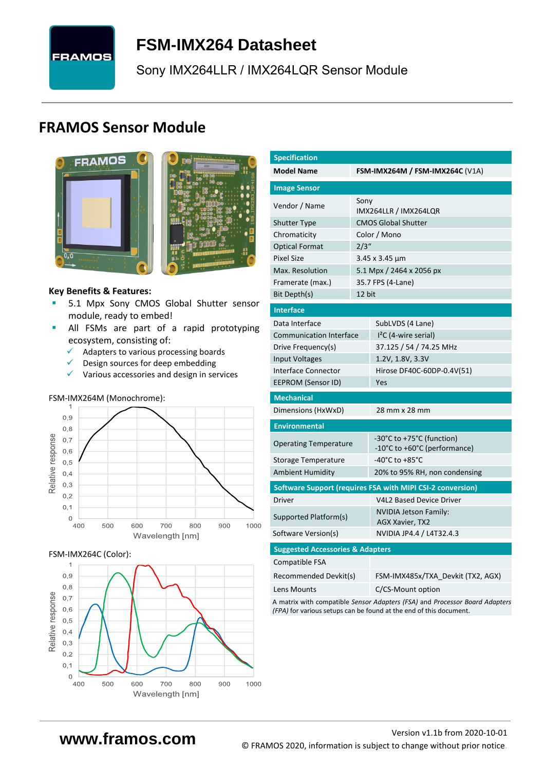# FSM-IMX264 Datasheet

Sony IMX264LLR / IMX264LQR Sensor Module

## FRAMOS Sensor Module

**Key Benefits & Features:**

- 5.1 Mpx Sony CMOS Global Shutter sensor module, ready to embed!
- All FSMs are part of a rapid prototyping ecosystem, consisting of:
  - ✓ Adapters to various processing boards
  - ✓ Design sources for deep embedding
  - ✓ Various accessories and design in services

FSM-IMX264M (Monochrome):

FSM-IMX264C (Color):

| Specification | |
|---|---|
| **Model Name** | **FSM-IMX264M / FSM-IMX264C** (V1A) |
| **Image Sensor** | |
| Vendor / Name | Sony IMX264LLR / IMX264LQR |
| Shutter Type | CMOS Global Shutter |
| Chromaticity | Color / Mono |
| Optical Format | 2/3" |
| Pixel Size | 3.45 x 3.45 µm |
| Max. Resolution | 5.1 Mpx / 2464 x 2056 px |
| Framerate (max.) | 35.7 FPS (4-Lane) |
| Bit Depth(s) | 12 bit |
| **Interface** | |
| Data Interface | SubLVDS (4 Lane) |
| Communication Interface | I²C (4-wire serial) |
| Drive Frequency(s) | 37.125 / 54 / 74.25 MHz |
| Input Voltages | 1.2V, 1.8V, 3.3V |
| Interface Connector | Hirose DF40C-60DP-0.4V(51) |
| EEPROM (Sensor ID) | Yes |
| **Mechanical** | |
| Dimensions (HxWxD) | 28 mm x 28 mm |
| **Environmental** | |
| Operating Temperature | -30°C to +75°C (function)<br>-10°C to +60°C (performance) |
| Storage Temperature | -40°C to +85°C |
| Ambient Humidity | 20% to 95% RH, non condensing |
| **Software Support (requires FSA with MIPI CSI-2 conversion)** | |
| Driver | V4L2 Based Device Driver |
| Supported Platform(s) | NVIDIA Jetson Family: AGX Xavier, TX2 |
| Software Version(s) | NVIDIA JP4.4 / L4T32.4.3 |
| **Suggested Accessories & Adapters** | |
| Compatible FSA | |
| Recommended Devkit(s) | FSM-IMX485x/TXA_Devkit (TX2, AGX) |
| Lens Mounts | C/CS-Mount option |

A matrix with compatible *Sensor Adapters (FSA)* and *Processor Board Adapters (FPA)* for various setups can be found at the end of this document.

www.framos.com

Version v1.1b from 2020-10-01

© FRAMOS 2020, information is subject to change without prior notice.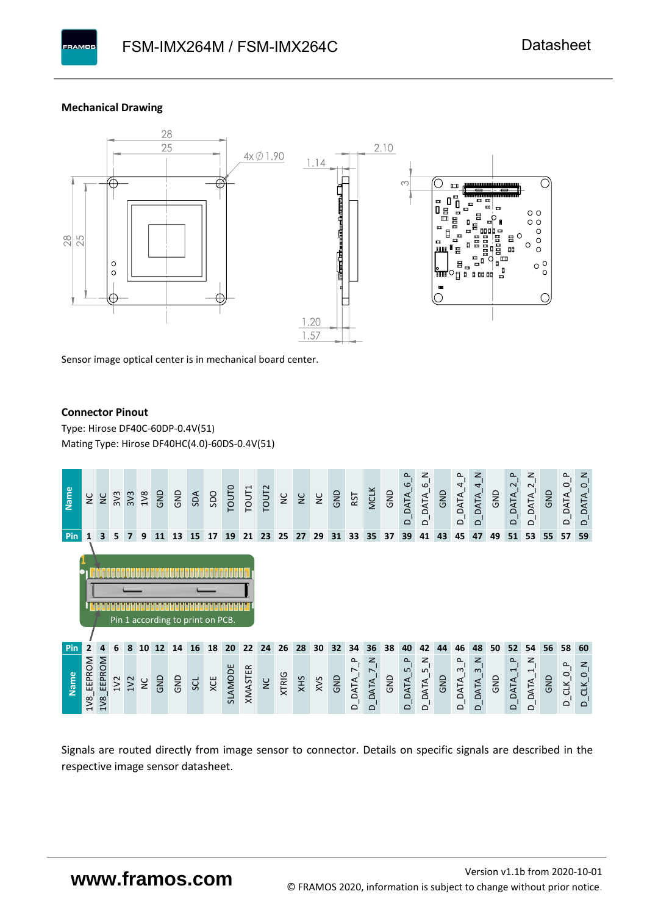## Mechanical Drawing

Sensor image optical center is in mechanical board center.

## Connector Pinout

Type: Hirose DF40C-60DP-0.4V(51)

Mating Type: Hirose DF40HC(4.0)-60DS-0.4V(51)

| Name | NC | NC | 3V3 | 3V3 | 1V8 | GND | GND | SDA | SDO | TOUT0 | TOUT1 | TOUT2 | NC | NC | NC | GND | RST | MCLK | GND | D_DATA_6_P | D_DATA_6_N | GND | D_DATA_4_P | D_DATA_4_N | GND | D_DATA_2_P | D_DATA_2_N | GND | D_DATA_0_P | D_DATA_0_N |
|---|---|---|---|---|---|---|---|---|---|---|---|---|---|---|---|---|---|---|---|---|---|---|---|---|---|---|---|---|---|---|
| Pin | 1 | 3 | 5 | 7 | 9 | 11 | 13 | 15 | 17 | 19 | 21 | 23 | 25 | 27 | 29 | 31 | 33 | 35 | 37 | 39 | 41 | 43 | 45 | 47 | 49 | 51 | 53 | 55 | 57 | 59 |

Pin 1 according to print on PCB.

| Pin | 2 | 4 | 6 | 8 | 10 | 12 | 14 | 16 | 18 | 20 | 22 | 24 | 26 | 28 | 30 | 32 | 34 | 36 | 38 | 40 | 42 | 44 | 46 | 48 | 50 | 52 | 54 | 56 | 58 | 60 |
|---|---|---|---|---|---|---|---|---|---|---|---|---|---|---|---|---|---|---|---|---|---|---|---|---|---|---|---|---|---|---|
| Name | 1V8_EEPROM | 1V8_EEPROM | 1V2 | 1V2 | NC | GND | GND | SCL | XCE | SLAMODE | XMASTER | NC | XTRIG | XHS | XVS | GND | D_DATA_7_P | D_DATA_7_N | GND | D_DATA_5_P | D_DATA_5_N | GND | D_DATA_3_P | D_DATA_3_N | GND | D_DATA_1_P | D_DATA_1_N | GND | D_CLK_0_P | D_CLK_0_N |

Signals are routed directly from image sensor to connector. Details on specific signals are described in the respective image sensor datasheet.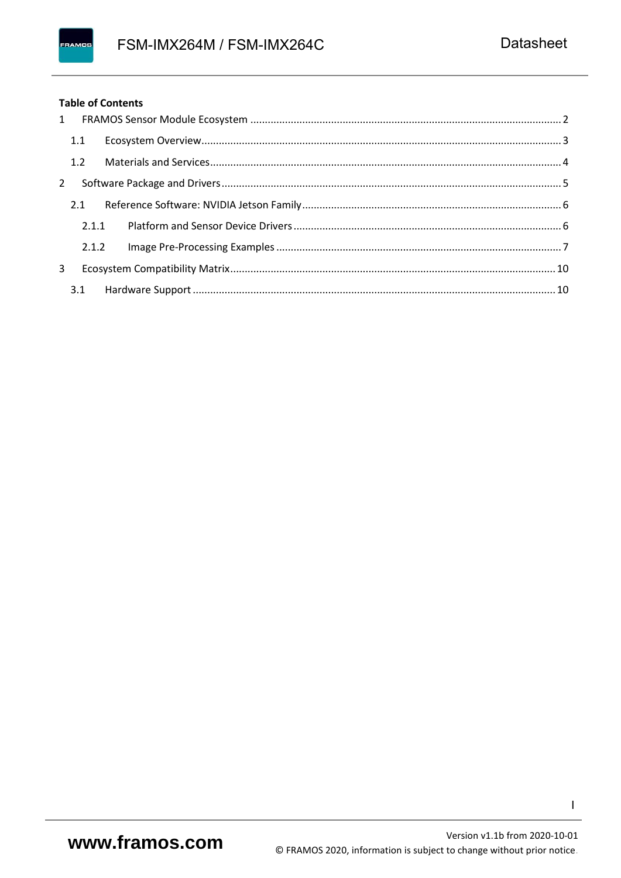**Table of Contents**

1 FRAMOS Sensor Module Ecosystem .......... 2

  1.1 Ecosystem Overview .......... 3

  1.2 Materials and Services .......... 4

2 Software Package and Drivers .......... 5

  2.1 Reference Software: NVIDIA Jetson Family .......... 6

    2.1.1 Platform and Sensor Device Drivers .......... 6

    2.1.2 Image Pre-Processing Examples .......... 7

3 Ecosystem Compatibility Matrix .......... 10

  3.1 Hardware Support .......... 10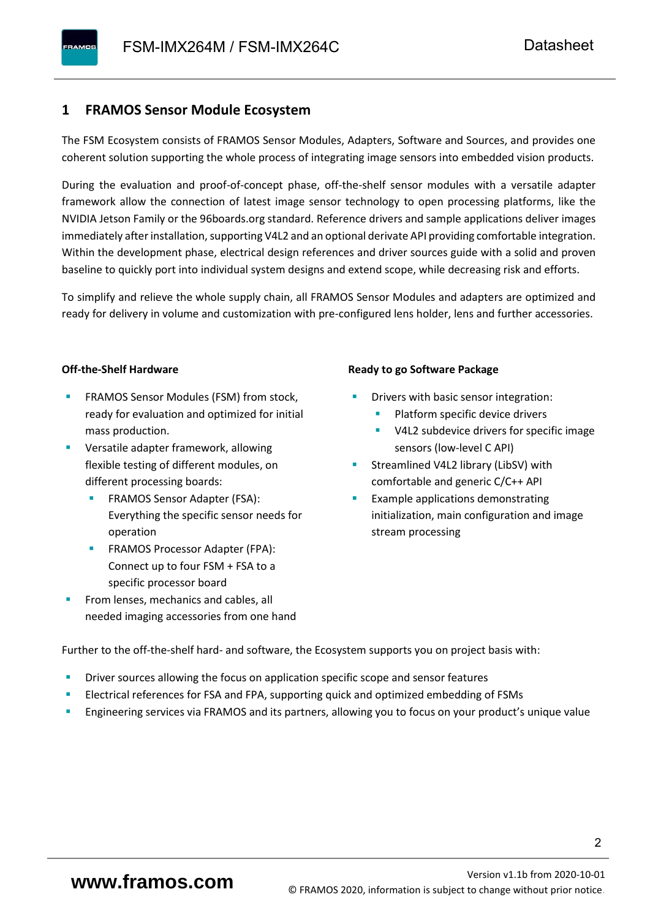# 1 FRAMOS Sensor Module Ecosystem

The FSM Ecosystem consists of FRAMOS Sensor Modules, Adapters, Software and Sources, and provides one coherent solution supporting the whole process of integrating image sensors into embedded vision products.

During the evaluation and proof-of-concept phase, off-the-shelf sensor modules with a versatile adapter framework allow the connection of latest image sensor technology to open processing platforms, like the NVIDIA Jetson Family or the 96boards.org standard. Reference drivers and sample applications deliver images immediately after installation, supporting V4L2 and an optional derivate API providing comfortable integration. Within the development phase, electrical design references and driver sources guide with a solid and proven baseline to quickly port into individual system designs and extend scope, while decreasing risk and efforts.

To simplify and relieve the whole supply chain, all FRAMOS Sensor Modules and adapters are optimized and ready for delivery in volume and customization with pre-configured lens holder, lens and further accessories.

**Off-the-Shelf Hardware**

- FRAMOS Sensor Modules (FSM) from stock, ready for evaluation and optimized for initial mass production.
- Versatile adapter framework, allowing flexible testing of different modules, on different processing boards:
  - FRAMOS Sensor Adapter (FSA): Everything the specific sensor needs for operation
  - FRAMOS Processor Adapter (FPA): Connect up to four FSM + FSA to a specific processor board
- From lenses, mechanics and cables, all needed imaging accessories from one hand

**Ready to go Software Package**

- Drivers with basic sensor integration:
  - Platform specific device drivers
  - V4L2 subdevice drivers for specific image sensors (low-level C API)
- Streamlined V4L2 library (LibSV) with comfortable and generic C/C++ API
- Example applications demonstrating initialization, main configuration and image stream processing

Further to the off-the-shelf hard- and software, the Ecosystem supports you on project basis with:

- Driver sources allowing the focus on application specific scope and sensor features
- Electrical references for FSA and FPA, supporting quick and optimized embedding of FSMs
- Engineering services via FRAMOS and its partners, allowing you to focus on your product's unique value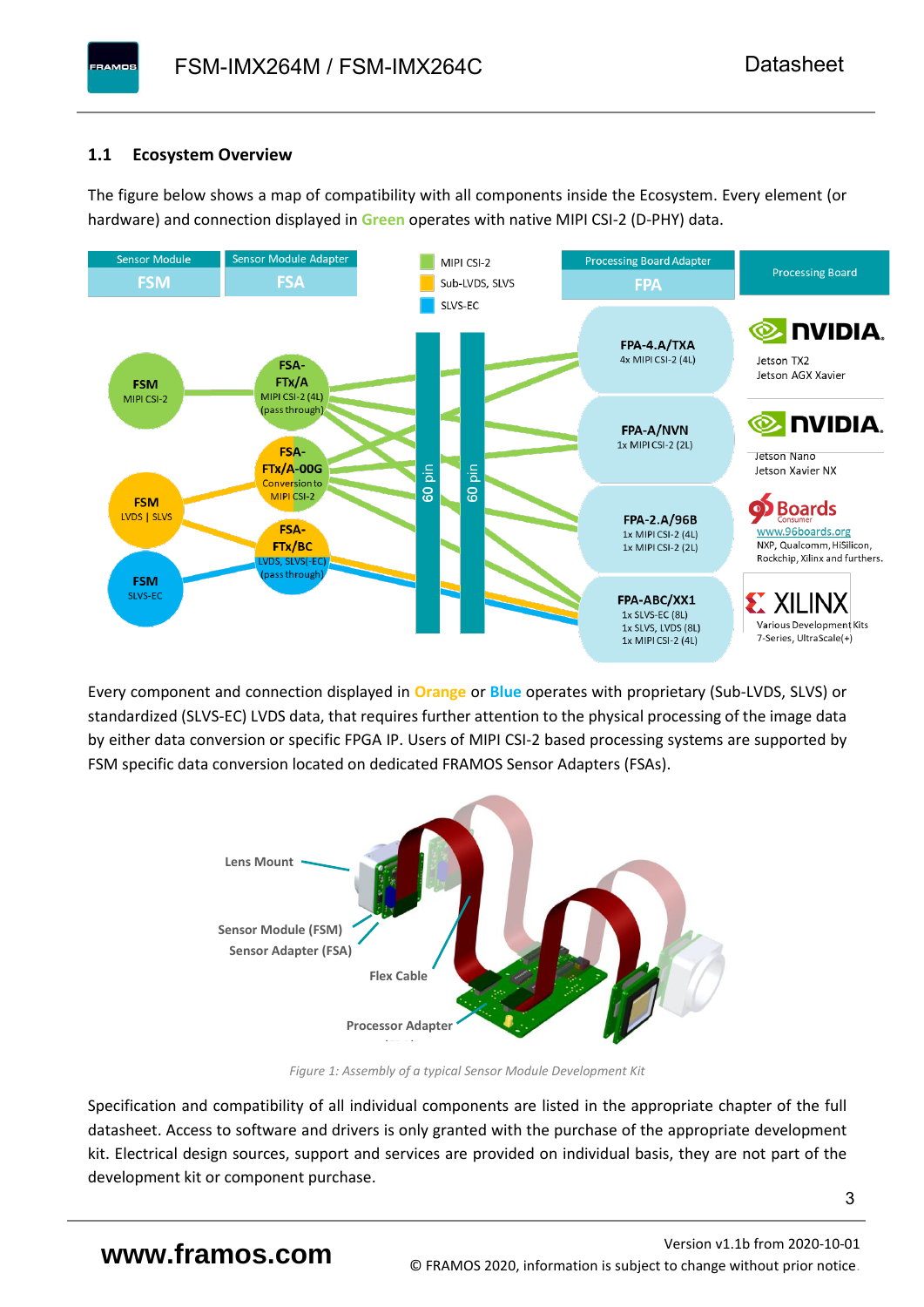### 1.1 Ecosystem Overview

The figure below shows a map of compatibility with all components inside the Ecosystem. Every element (or hardware) and connection displayed in Green operates with native MIPI CSI-2 (D-PHY) data.

Every component and connection displayed in Orange or Blue operates with proprietary (Sub-LVDS, SLVS) or standardized (SLVS-EC) LVDS data, that requires further attention to the physical processing of the image data by either data conversion or specific FPGA IP. Users of MIPI CSI-2 based processing systems are supported by FSM specific data conversion located on dedicated FRAMOS Sensor Adapters (FSAs).

*Figure 1: Assembly of a typical Sensor Module Development Kit*

Specification and compatibility of all individual components are listed in the appropriate chapter of the full datasheet. Access to software and drivers is only granted with the purchase of the appropriate development kit. Electrical design sources, support and services are provided on individual basis, they are not part of the development kit or component purchase.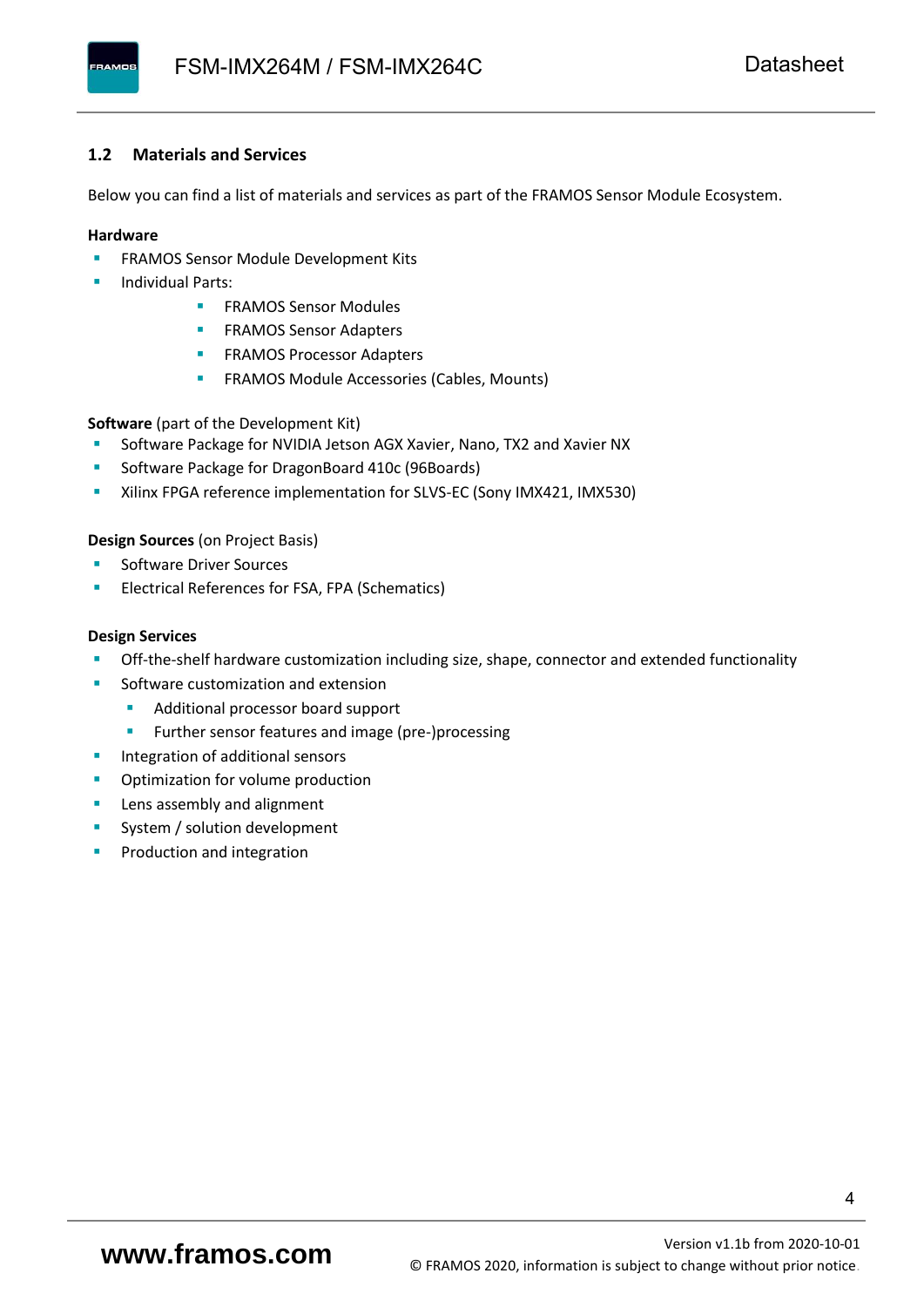## 1.2 Materials and Services

Below you can find a list of materials and services as part of the FRAMOS Sensor Module Ecosystem.

**Hardware**

- FRAMOS Sensor Module Development Kits
- Individual Parts:
  - FRAMOS Sensor Modules
  - FRAMOS Sensor Adapters
  - FRAMOS Processor Adapters
  - FRAMOS Module Accessories (Cables, Mounts)

**Software** (part of the Development Kit)

- Software Package for NVIDIA Jetson AGX Xavier, Nano, TX2 and Xavier NX
- Software Package for DragonBoard 410c (96Boards)
- Xilinx FPGA reference implementation for SLVS-EC (Sony IMX421, IMX530)

**Design Sources** (on Project Basis)

- Software Driver Sources
- Electrical References for FSA, FPA (Schematics)

**Design Services**

- Off-the-shelf hardware customization including size, shape, connector and extended functionality
- Software customization and extension
  - Additional processor board support
  - Further sensor features and image (pre-)processing
- Integration of additional sensors
- Optimization for volume production
- Lens assembly and alignment
- System / solution development
- Production and integration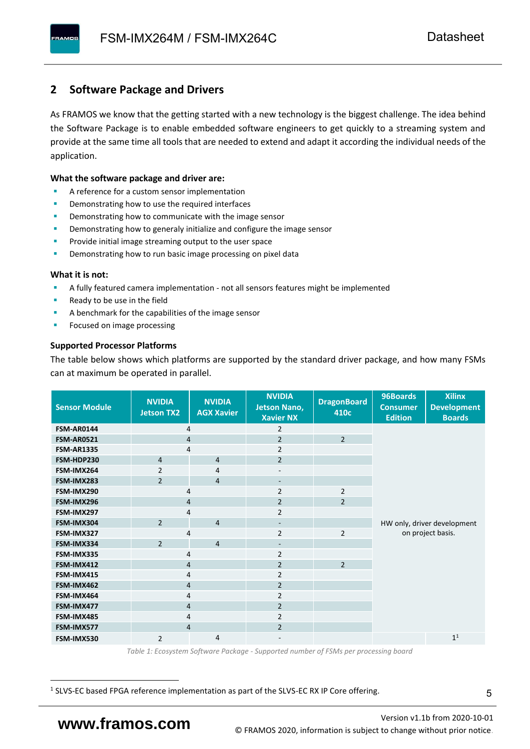## 2 Software Package and Drivers

As FRAMOS we know that the getting started with a new technology is the biggest challenge. The idea behind the Software Package is to enable embedded software engineers to get quickly to a streaming system and provide at the same time all tools that are needed to extend and adapt it according the individual needs of the application.

**What the software package and driver are:**

- A reference for a custom sensor implementation
- Demonstrating how to use the required interfaces
- Demonstrating how to communicate with the image sensor
- Demonstrating how to generaly initialize and configure the image sensor
- Provide initial image streaming output to the user space
- Demonstrating how to run basic image processing on pixel data

**What it is not:**

- A fully featured camera implementation - not all sensors features might be implemented
- Ready to be use in the field
- A benchmark for the capabilities of the image sensor
- Focused on image processing

**Supported Processor Platforms**

The table below shows which platforms are supported by the standard driver package, and how many FSMs can at maximum be operated in parallel.

| Sensor Module | NVIDIA Jetson TX2 | NVIDIA AGX Xavier | NVIDIA Jetson Nano, Xavier NX | DragonBoard 410c | 96Boards Consumer Edition | Xilinx Development Boards |
|---|---|---|---|---|---|---|
| FSM-AR0144 | 4 | | 2 | | HW only, driver development on project basis. | |
| FSM-AR0521 | 4 | | 2 | 2 | | |
| FSM-AR1335 | 4 | | 2 | | | |
| FSM-HDP230 | 4 | 4 | 2 | | | |
| FSM-IMX264 | 2 | 4 | - | | | |
| FSM-IMX283 | 2 | 4 | - | | | |
| FSM-IMX290 | 4 | | 2 | 2 | | |
| FSM-IMX296 | 4 | | 2 | 2 | | |
| FSM-IMX297 | 4 | | 2 | | | |
| FSM-IMX304 | 2 | 4 | - | | | |
| FSM-IMX327 | 4 | | 2 | 2 | | |
| FSM-IMX334 | 2 | 4 | - | | | |
| FSM-IMX335 | 4 | | 2 | | | |
| FSM-IMX412 | 4 | | 2 | 2 | | |
| FSM-IMX415 | 4 | | 2 | | | |
| FSM-IMX462 | 4 | | 2 | | | |
| FSM-IMX464 | 4 | | 2 | | | |
| FSM-IMX477 | 4 | | 2 | | | |
| FSM-IMX485 | 4 | | 2 | | | |
| FSM-IMX577 | 4 | | 2 | | | |
| FSM-IMX530 | 2 | 4 | - | | | 1[1] |

*Table 1: Ecosystem Software Package - Supported number of FSMs per processing board*

[1] SLVS-EC based FPGA reference implementation as part of the SLVS-EC RX IP Core offering.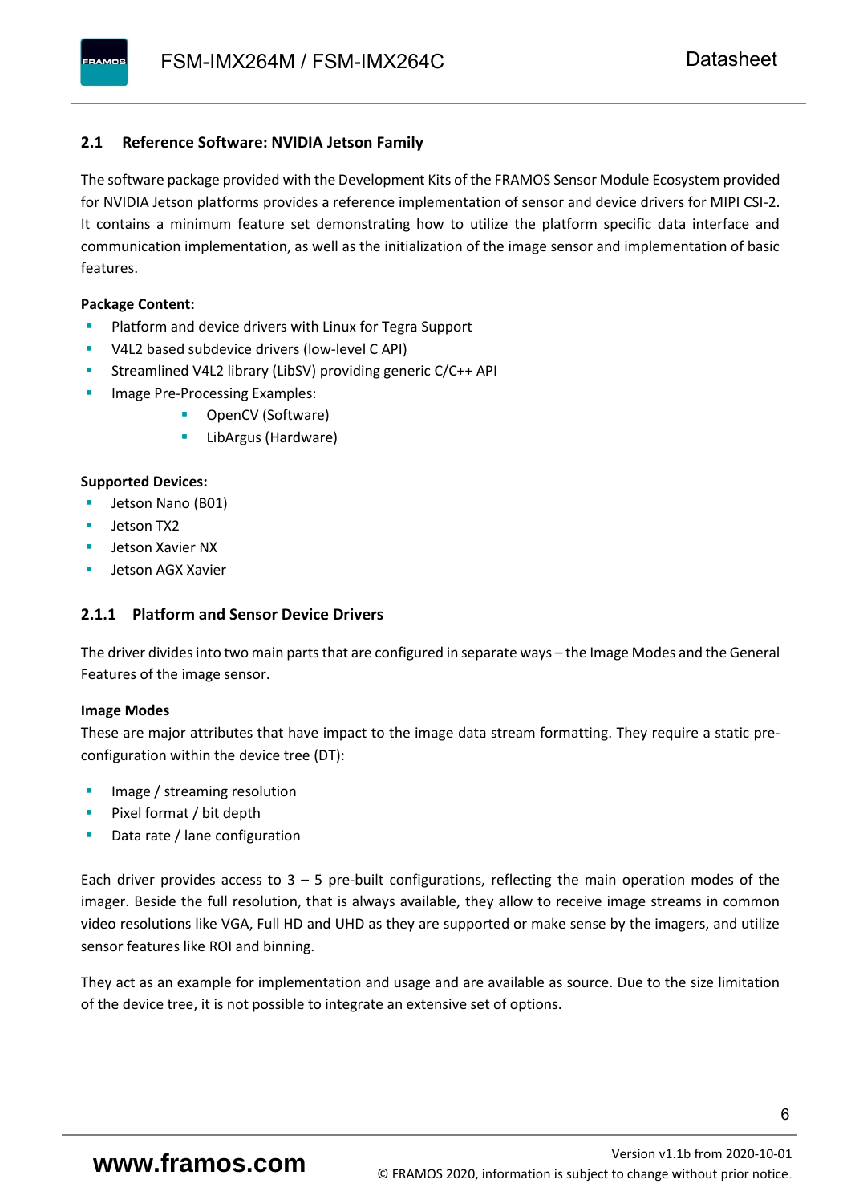## 2.1 Reference Software: NVIDIA Jetson Family

The software package provided with the Development Kits of the FRAMOS Sensor Module Ecosystem provided for NVIDIA Jetson platforms provides a reference implementation of sensor and device drivers for MIPI CSI-2. It contains a minimum feature set demonstrating how to utilize the platform specific data interface and communication implementation, as well as the initialization of the image sensor and implementation of basic features.

**Package Content:**

- Platform and device drivers with Linux for Tegra Support
- V4L2 based subdevice drivers (low-level C API)
- Streamlined V4L2 library (LibSV) providing generic C/C++ API
- Image Pre-Processing Examples:
  - OpenCV (Software)
  - LibArgus (Hardware)

**Supported Devices:**

- Jetson Nano (B01)
- Jetson TX2
- Jetson Xavier NX
- Jetson AGX Xavier

### 2.1.1 Platform and Sensor Device Drivers

The driver divides into two main parts that are configured in separate ways – the Image Modes and the General Features of the image sensor.

**Image Modes**

These are major attributes that have impact to the image data stream formatting. They require a static pre-configuration within the device tree (DT):

- Image / streaming resolution
- Pixel format / bit depth
- Data rate / lane configuration

Each driver provides access to 3 – 5 pre-built configurations, reflecting the main operation modes of the imager. Beside the full resolution, that is always available, they allow to receive image streams in common video resolutions like VGA, Full HD and UHD as they are supported or make sense by the imagers, and utilize sensor features like ROI and binning.

They act as an example for implementation and usage and are available as source. Due to the size limitation of the device tree, it is not possible to integrate an extensive set of options.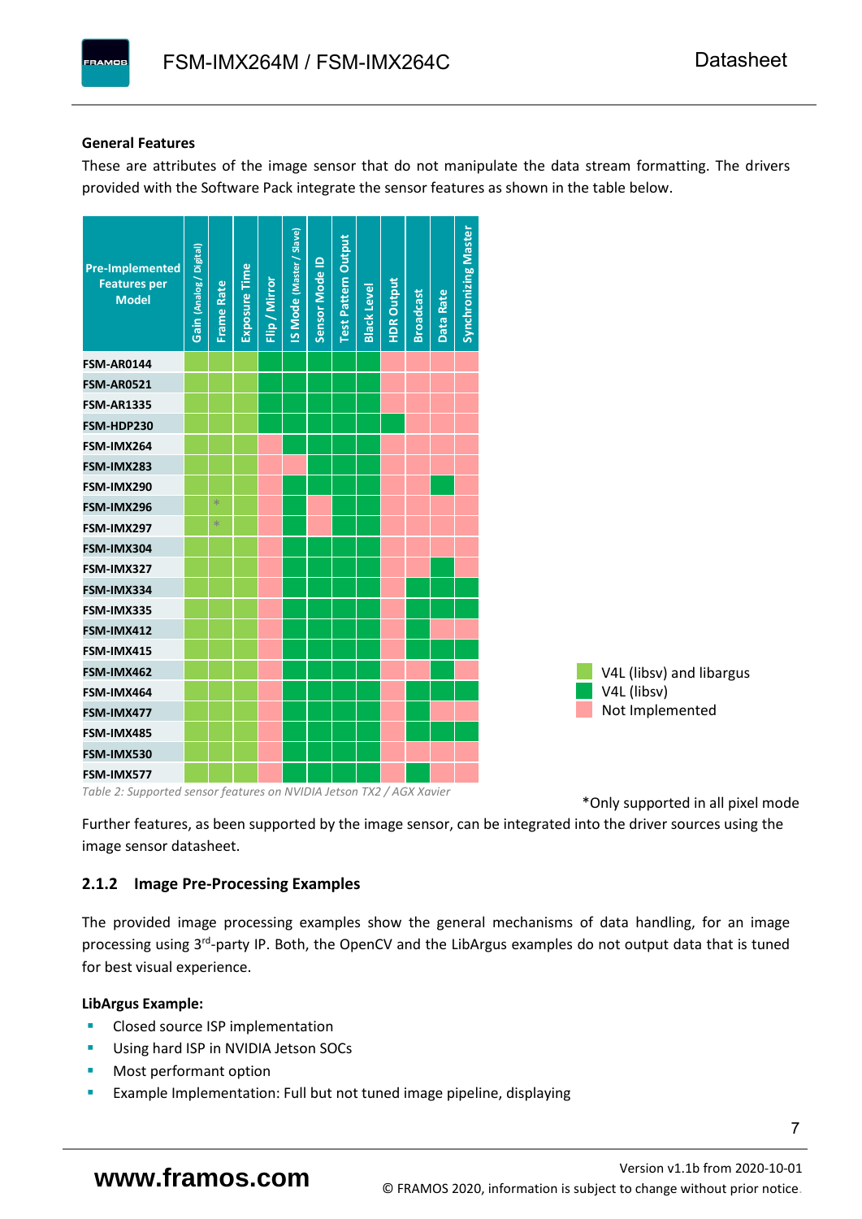#### General Features

These are attributes of the image sensor that do not manipulate the data stream formatting. The drivers provided with the Software Pack integrate the sensor features as shown in the table below.

| Pre-Implemented Features per Model | Gain (Analog / Digital) | Frame Rate | Exposure Time | Flip / Mirror | IS Mode (Master / Slave) | Sensor Mode ID | Test Pattern Output | Black Level | HDR Output | Broadcast | Data Rate | Synchronizing Master |
|---|---|---|---|---|---|---|---|---|---|---|---|---|
| FSM-AR0144 | V4L (libsv) and libargus | V4L (libsv) and libargus | V4L (libsv) and libargus | V4L (libsv) | V4L (libsv) | V4L (libsv) | V4L (libsv) | V4L (libsv) | Not Implemented | Not Implemented | Not Implemented | Not Implemented |
| FSM-AR0521 | V4L (libsv) and libargus | V4L (libsv) and libargus | V4L (libsv) and libargus | V4L (libsv) | V4L (libsv) | V4L (libsv) | V4L (libsv) | V4L (libsv) | Not Implemented | Not Implemented | Not Implemented | Not Implemented |
| FSM-AR1335 | V4L (libsv) and libargus | V4L (libsv) and libargus | V4L (libsv) and libargus | V4L (libsv) | V4L (libsv) | V4L (libsv) | V4L (libsv) | V4L (libsv) | Not Implemented | Not Implemented | Not Implemented | Not Implemented |
| FSM-HDP230 | V4L (libsv) and libargus | V4L (libsv) and libargus | V4L (libsv) and libargus | V4L (libsv) | V4L (libsv) | V4L (libsv) | V4L (libsv) | V4L (libsv) | V4L (libsv) | Not Implemented | Not Implemented | Not Implemented |
| FSM-IMX264 | V4L (libsv) and libargus | V4L (libsv) and libargus | V4L (libsv) and libargus | Not Implemented | V4L (libsv) | V4L (libsv) | V4L (libsv) | V4L (libsv) | Not Implemented | Not Implemented | Not Implemented | Not Implemented |
| FSM-IMX283 | V4L (libsv) and libargus | V4L (libsv) and libargus | V4L (libsv) and libargus | Not Implemented | Not Implemented | V4L (libsv) | V4L (libsv) | V4L (libsv) | Not Implemented | Not Implemented | Not Implemented | Not Implemented |
| FSM-IMX290 | V4L (libsv) and libargus | V4L (libsv) and libargus | V4L (libsv) and libargus | Not Implemented | V4L (libsv) | V4L (libsv) | V4L (libsv) | V4L (libsv) | Not Implemented | Not Implemented | V4L (libsv) | Not Implemented |
| FSM-IMX296 | V4L (libsv) and libargus | V4L (libsv) and libargus * | V4L (libsv) and libargus | Not Implemented | V4L (libsv) | Not Implemented | V4L (libsv) | V4L (libsv) | Not Implemented | Not Implemented | Not Implemented | Not Implemented |
| FSM-IMX297 | V4L (libsv) and libargus | V4L (libsv) and libargus * | V4L (libsv) and libargus | Not Implemented | V4L (libsv) | Not Implemented | V4L (libsv) | V4L (libsv) | Not Implemented | Not Implemented | Not Implemented | Not Implemented |
| FSM-IMX304 | V4L (libsv) and libargus | V4L (libsv) and libargus | V4L (libsv) and libargus | Not Implemented | V4L (libsv) | V4L (libsv) | V4L (libsv) | V4L (libsv) | Not Implemented | Not Implemented | Not Implemented | Not Implemented |
| FSM-IMX327 | V4L (libsv) and libargus | V4L (libsv) and libargus | V4L (libsv) and libargus | Not Implemented | V4L (libsv) | V4L (libsv) | V4L (libsv) | V4L (libsv) | Not Implemented | Not Implemented | V4L (libsv) | Not Implemented |
| FSM-IMX334 | V4L (libsv) and libargus | V4L (libsv) and libargus | V4L (libsv) and libargus | Not Implemented | V4L (libsv) | V4L (libsv) | V4L (libsv) | V4L (libsv) | Not Implemented | V4L (libsv) | V4L (libsv) | V4L (libsv) |
| FSM-IMX335 | V4L (libsv) and libargus | V4L (libsv) and libargus | V4L (libsv) and libargus | Not Implemented | V4L (libsv) | V4L (libsv) | V4L (libsv) | V4L (libsv) | Not Implemented | V4L (libsv) | V4L (libsv) | V4L (libsv) |
| FSM-IMX412 | V4L (libsv) and libargus | V4L (libsv) and libargus | V4L (libsv) and libargus | Not Implemented | V4L (libsv) | V4L (libsv) | V4L (libsv) | V4L (libsv) | Not Implemented | V4L (libsv) | Not Implemented | Not Implemented |
| FSM-IMX415 | V4L (libsv) and libargus | V4L (libsv) and libargus | V4L (libsv) and libargus | Not Implemented | V4L (libsv) | V4L (libsv) | V4L (libsv) | V4L (libsv) | Not Implemented | V4L (libsv) | V4L (libsv) | V4L (libsv) |
| FSM-IMX462 | V4L (libsv) and libargus | V4L (libsv) and libargus | V4L (libsv) and libargus | Not Implemented | V4L (libsv) | V4L (libsv) | V4L (libsv) | V4L (libsv) | Not Implemented | Not Implemented | V4L (libsv) | Not Implemented |
| FSM-IMX464 | V4L (libsv) and libargus | V4L (libsv) and libargus | V4L (libsv) and libargus | Not Implemented | V4L (libsv) | V4L (libsv) | V4L (libsv) | V4L (libsv) | Not Implemented | V4L (libsv) | V4L (libsv) | V4L (libsv) |
| FSM-IMX477 | V4L (libsv) and libargus | V4L (libsv) and libargus | V4L (libsv) and libargus | Not Implemented | V4L (libsv) | V4L (libsv) | V4L (libsv) | V4L (libsv) | Not Implemented | V4L (libsv) | Not Implemented | Not Implemented |
| FSM-IMX485 | V4L (libsv) and libargus | V4L (libsv) and libargus | V4L (libsv) and libargus | Not Implemented | V4L (libsv) | V4L (libsv) | V4L (libsv) | V4L (libsv) | Not Implemented | V4L (libsv) | V4L (libsv) | V4L (libsv) |
| FSM-IMX530 | V4L (libsv) and libargus | V4L (libsv) and libargus | V4L (libsv) and libargus | Not Implemented | V4L (libsv) | V4L (libsv) | V4L (libsv) | V4L (libsv) | Not Implemented | Not Implemented | Not Implemented | Not Implemented |
| FSM-IMX577 | V4L (libsv) and libargus | V4L (libsv) and libargus | V4L (libsv) and libargus | Not Implemented | V4L (libsv) | V4L (libsv) | V4L (libsv) | V4L (libsv) | Not Implemented | V4L (libsv) | Not Implemented | Not Implemented |

*Table 2: Supported sensor features on NVIDIA Jetson TX2 / AGX Xavier*

Legend: V4L (libsv) and libargus; V4L (libsv); Not Implemented

*Only supported in all pixel mode

Further features, as been supported by the image sensor, can be integrated into the driver sources using the image sensor datasheet.

### 2.1.2 Image Pre-Processing Examples

The provided image processing examples show the general mechanisms of data handling, for an image processing using 3rd-party IP. Both, the OpenCV and the LibArgus examples do not output data that is tuned for best visual experience.

**LibArgus Example:**

- Closed source ISP implementation
- Using hard ISP in NVIDIA Jetson SOCs
- Most performant option
- Example Implementation: Full but not tuned image pipeline, displaying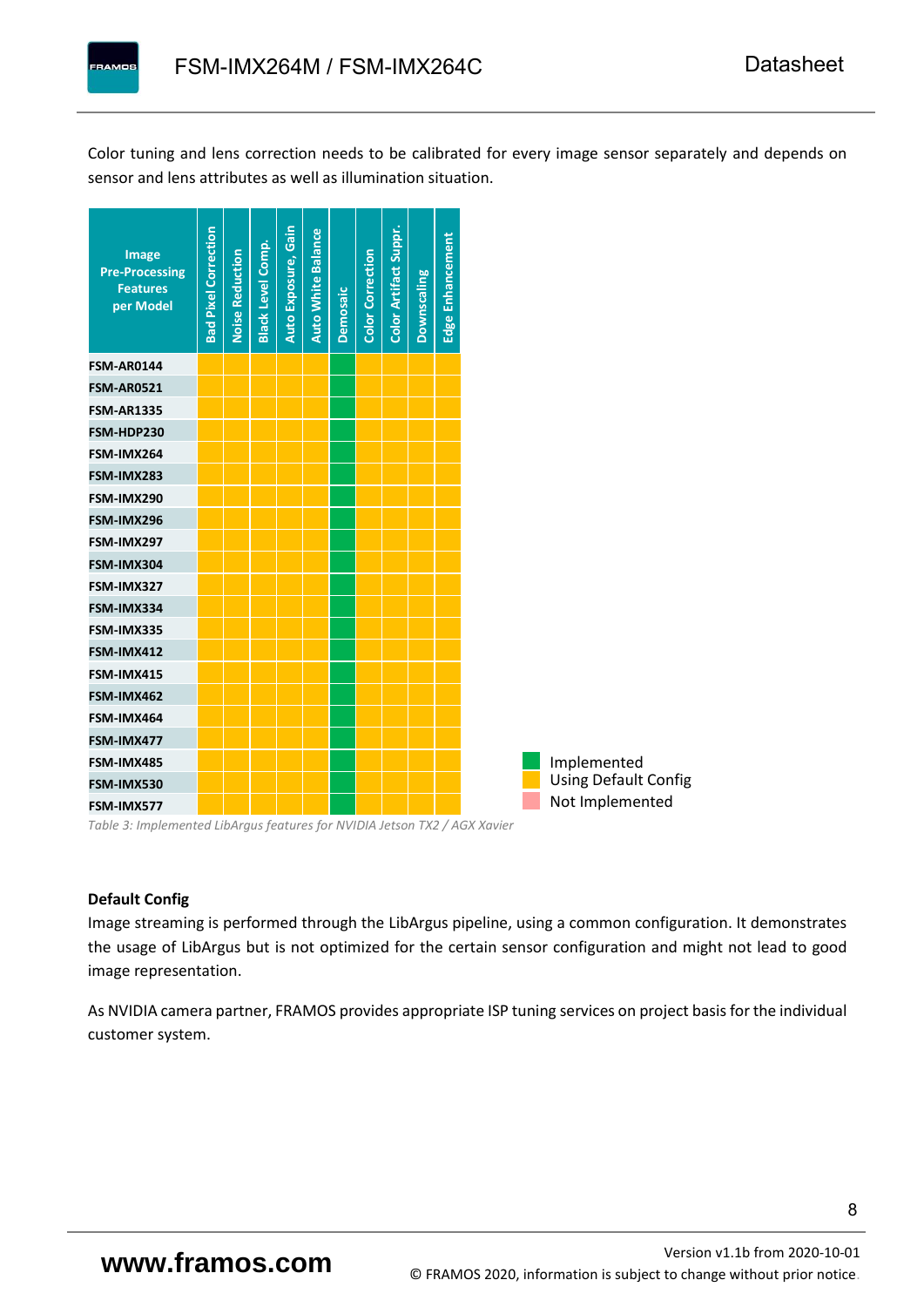Color tuning and lens correction needs to be calibrated for every image sensor separately and depends on sensor and lens attributes as well as illumination situation.

| Image Pre-Processing Features per Model | Bad Pixel Correction | Noise Reduction | Black Level Comp. | Auto Exposure, Gain | Auto White Balance | Demosaic | Color Correction | Color Artifact Suppr. | Downscaling | Edge Enhancement |
|---|---|---|---|---|---|---|---|---|---|---|
| FSM-AR0144 | Using Default Config | Using Default Config | Using Default Config | Using Default Config | Using Default Config | Implemented | Using Default Config | Using Default Config | Using Default Config | Using Default Config |
| FSM-AR0521 | Using Default Config | Using Default Config | Using Default Config | Using Default Config | Using Default Config | Implemented | Using Default Config | Using Default Config | Using Default Config | Using Default Config |
| FSM-AR1335 | Using Default Config | Using Default Config | Using Default Config | Using Default Config | Using Default Config | Implemented | Using Default Config | Using Default Config | Using Default Config | Using Default Config |
| FSM-HDP230 | Using Default Config | Using Default Config | Using Default Config | Using Default Config | Using Default Config | Implemented | Using Default Config | Using Default Config | Using Default Config | Using Default Config |
| FSM-IMX264 | Using Default Config | Using Default Config | Using Default Config | Using Default Config | Using Default Config | Implemented | Using Default Config | Using Default Config | Using Default Config | Using Default Config |
| FSM-IMX283 | Using Default Config | Using Default Config | Using Default Config | Using Default Config | Using Default Config | Implemented | Using Default Config | Using Default Config | Using Default Config | Using Default Config |
| FSM-IMX290 | Using Default Config | Using Default Config | Using Default Config | Using Default Config | Using Default Config | Implemented | Using Default Config | Using Default Config | Using Default Config | Using Default Config |
| FSM-IMX296 | Using Default Config | Using Default Config | Using Default Config | Using Default Config | Using Default Config | Implemented | Using Default Config | Using Default Config | Using Default Config | Using Default Config |
| FSM-IMX297 | Using Default Config | Using Default Config | Using Default Config | Using Default Config | Using Default Config | Implemented | Using Default Config | Using Default Config | Using Default Config | Using Default Config |
| FSM-IMX304 | Using Default Config | Using Default Config | Using Default Config | Using Default Config | Using Default Config | Implemented | Using Default Config | Using Default Config | Using Default Config | Using Default Config |
| FSM-IMX327 | Using Default Config | Using Default Config | Using Default Config | Using Default Config | Using Default Config | Implemented | Using Default Config | Using Default Config | Using Default Config | Using Default Config |
| FSM-IMX334 | Using Default Config | Using Default Config | Using Default Config | Using Default Config | Using Default Config | Implemented | Using Default Config | Using Default Config | Using Default Config | Using Default Config |
| FSM-IMX335 | Using Default Config | Using Default Config | Using Default Config | Using Default Config | Using Default Config | Implemented | Using Default Config | Using Default Config | Using Default Config | Using Default Config |
| FSM-IMX412 | Using Default Config | Using Default Config | Using Default Config | Using Default Config | Using Default Config | Implemented | Using Default Config | Using Default Config | Using Default Config | Using Default Config |
| FSM-IMX415 | Using Default Config | Using Default Config | Using Default Config | Using Default Config | Using Default Config | Implemented | Using Default Config | Using Default Config | Using Default Config | Using Default Config |
| FSM-IMX462 | Using Default Config | Using Default Config | Using Default Config | Using Default Config | Using Default Config | Implemented | Using Default Config | Using Default Config | Using Default Config | Using Default Config |
| FSM-IMX464 | Using Default Config | Using Default Config | Using Default Config | Using Default Config | Using Default Config | Implemented | Using Default Config | Using Default Config | Using Default Config | Using Default Config |
| FSM-IMX477 | Using Default Config | Using Default Config | Using Default Config | Using Default Config | Using Default Config | Implemented | Using Default Config | Using Default Config | Using Default Config | Using Default Config |
| FSM-IMX485 | Using Default Config | Using Default Config | Using Default Config | Using Default Config | Using Default Config | Implemented | Using Default Config | Using Default Config | Using Default Config | Using Default Config |
| FSM-IMX530 | Using Default Config | Using Default Config | Using Default Config | Using Default Config | Using Default Config | Implemented | Using Default Config | Using Default Config | Using Default Config | Using Default Config |
| FSM-IMX577 | Using Default Config | Using Default Config | Using Default Config | Using Default Config | Using Default Config | Implemented | Using Default Config | Using Default Config | Using Default Config | Using Default Config |

Legend: Implemented / Using Default Config / Not Implemented

*Table 3: Implemented LibArgus features for NVIDIA Jetson TX2 / AGX Xavier*

**Default Config**

Image streaming is performed through the LibArgus pipeline, using a common configuration. It demonstrates the usage of LibArgus but is not optimized for the certain sensor configuration and might not lead to good image representation.

As NVIDIA camera partner, FRAMOS provides appropriate ISP tuning services on project basis for the individual customer system.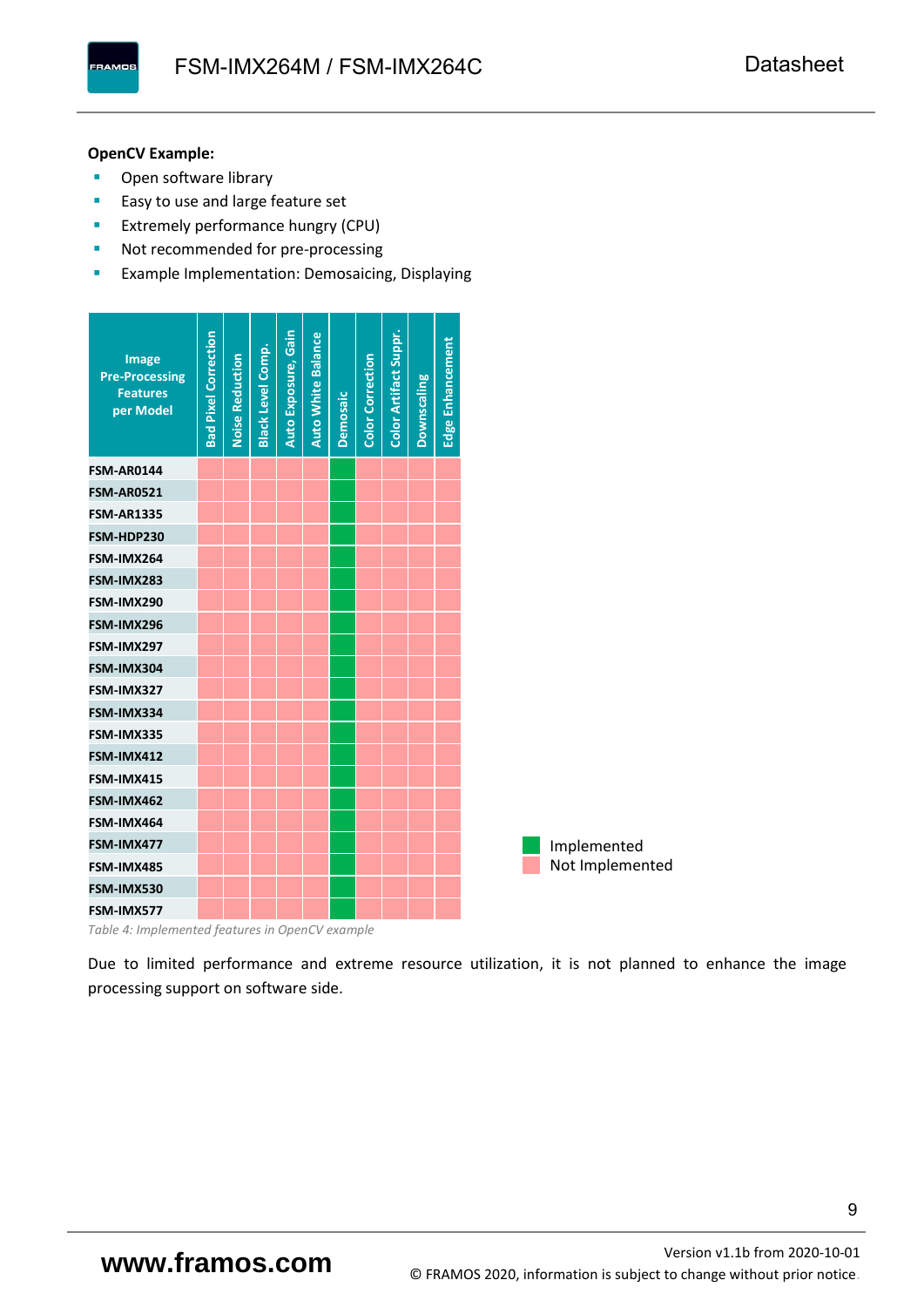**OpenCV Example:**

- Open software library
- Easy to use and large feature set
- Extremely performance hungry (CPU)
- Not recommended for pre-processing
- Example Implementation: Demosaicing, Displaying

| Image Pre-Processing Features per Model | Bad Pixel Correction | Noise Reduction | Black Level Comp. | Auto Exposure, Gain | Auto White Balance | Demosaic | Color Correction | Color Artifact Suppr. | Downscaling | Edge Enhancement |
|---|---|---|---|---|---|---|---|---|---|---|
| FSM-AR0144 | Not Implemented | Not Implemented | Not Implemented | Not Implemented | Not Implemented | Implemented | Not Implemented | Not Implemented | Not Implemented | Not Implemented |
| FSM-AR0521 | Not Implemented | Not Implemented | Not Implemented | Not Implemented | Not Implemented | Implemented | Not Implemented | Not Implemented | Not Implemented | Not Implemented |
| FSM-AR1335 | Not Implemented | Not Implemented | Not Implemented | Not Implemented | Not Implemented | Implemented | Not Implemented | Not Implemented | Not Implemented | Not Implemented |
| FSM-HDP230 | Not Implemented | Not Implemented | Not Implemented | Not Implemented | Not Implemented | Implemented | Not Implemented | Not Implemented | Not Implemented | Not Implemented |
| FSM-IMX264 | Not Implemented | Not Implemented | Not Implemented | Not Implemented | Not Implemented | Implemented | Not Implemented | Not Implemented | Not Implemented | Not Implemented |
| FSM-IMX283 | Not Implemented | Not Implemented | Not Implemented | Not Implemented | Not Implemented | Implemented | Not Implemented | Not Implemented | Not Implemented | Not Implemented |
| FSM-IMX290 | Not Implemented | Not Implemented | Not Implemented | Not Implemented | Not Implemented | Implemented | Not Implemented | Not Implemented | Not Implemented | Not Implemented |
| FSM-IMX296 | Not Implemented | Not Implemented | Not Implemented | Not Implemented | Not Implemented | Implemented | Not Implemented | Not Implemented | Not Implemented | Not Implemented |
| FSM-IMX297 | Not Implemented | Not Implemented | Not Implemented | Not Implemented | Not Implemented | Implemented | Not Implemented | Not Implemented | Not Implemented | Not Implemented |
| FSM-IMX304 | Not Implemented | Not Implemented | Not Implemented | Not Implemented | Not Implemented | Implemented | Not Implemented | Not Implemented | Not Implemented | Not Implemented |
| FSM-IMX327 | Not Implemented | Not Implemented | Not Implemented | Not Implemented | Not Implemented | Implemented | Not Implemented | Not Implemented | Not Implemented | Not Implemented |
| FSM-IMX334 | Not Implemented | Not Implemented | Not Implemented | Not Implemented | Not Implemented | Implemented | Not Implemented | Not Implemented | Not Implemented | Not Implemented |
| FSM-IMX335 | Not Implemented | Not Implemented | Not Implemented | Not Implemented | Not Implemented | Implemented | Not Implemented | Not Implemented | Not Implemented | Not Implemented |
| FSM-IMX412 | Not Implemented | Not Implemented | Not Implemented | Not Implemented | Not Implemented | Implemented | Not Implemented | Not Implemented | Not Implemented | Not Implemented |
| FSM-IMX415 | Not Implemented | Not Implemented | Not Implemented | Not Implemented | Not Implemented | Implemented | Not Implemented | Not Implemented | Not Implemented | Not Implemented |
| FSM-IMX462 | Not Implemented | Not Implemented | Not Implemented | Not Implemented | Not Implemented | Implemented | Not Implemented | Not Implemented | Not Implemented | Not Implemented |
| FSM-IMX464 | Not Implemented | Not Implemented | Not Implemented | Not Implemented | Not Implemented | Implemented | Not Implemented | Not Implemented | Not Implemented | Not Implemented |
| FSM-IMX477 | Not Implemented | Not Implemented | Not Implemented | Not Implemented | Not Implemented | Implemented | Not Implemented | Not Implemented | Not Implemented | Not Implemented |
| FSM-IMX485 | Not Implemented | Not Implemented | Not Implemented | Not Implemented | Not Implemented | Implemented | Not Implemented | Not Implemented | Not Implemented | Not Implemented |
| FSM-IMX530 | Not Implemented | Not Implemented | Not Implemented | Not Implemented | Not Implemented | Implemented | Not Implemented | Not Implemented | Not Implemented | Not Implemented |
| FSM-IMX577 | Not Implemented | Not Implemented | Not Implemented | Not Implemented | Not Implemented | Implemented | Not Implemented | Not Implemented | Not Implemented | Not Implemented |

*Table 4: Implemented features in OpenCV example*

Due to limited performance and extreme resource utilization, it is not planned to enhance the image processing support on software side.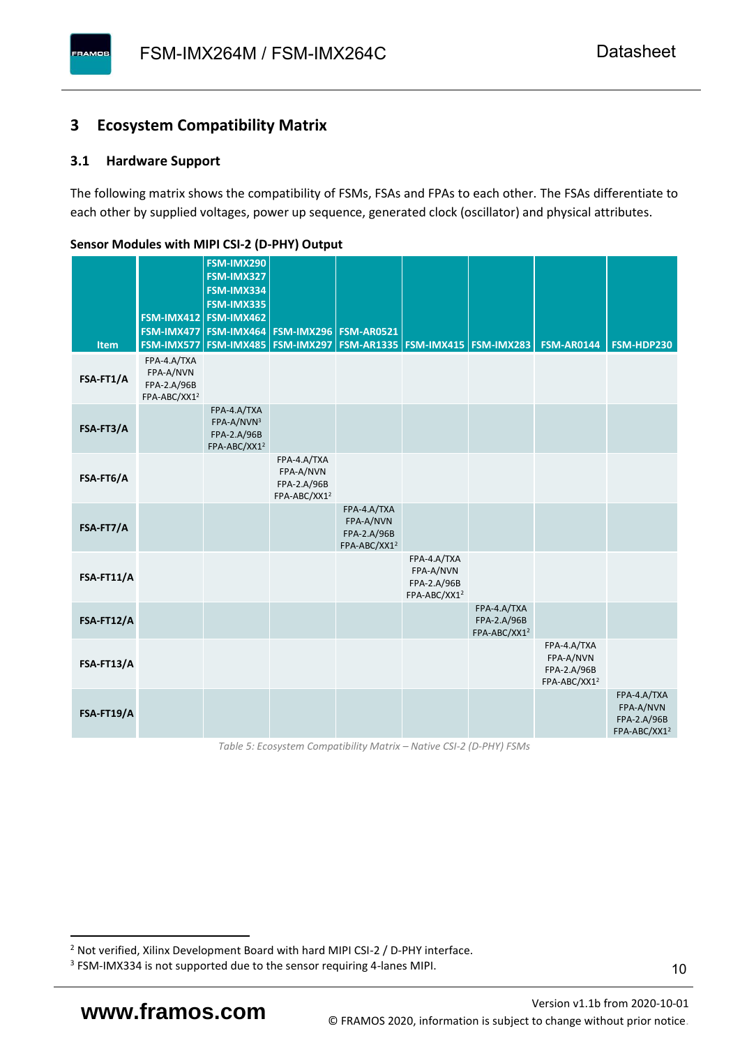## 3 Ecosystem Compatibility Matrix

### 3.1 Hardware Support

The following matrix shows the compatibility of FSMs, FSAs and FPAs to each other. The FSAs differentiate to each other by supplied voltages, power up sequence, generated clock (oscillator) and physical attributes.

**Sensor Modules with MIPI CSI-2 (D-PHY) Output**

| Item | FSM-IMX412 FSM-IMX477 FSM-IMX577 | FSM-IMX290 FSM-IMX327 FSM-IMX334 FSM-IMX335 FSM-IMX462 FSM-IMX464 FSM-IMX485 | FSM-IMX296 FSM-IMX297 | FSM-AR0521 FSM-AR1335 | FSM-IMX415 | FSM-IMX283 | FSM-AR0144 | FSM-HDP230 |
|---|---|---|---|---|---|---|---|---|
| **FSA-FT1/A** | FPA-4.A/TXA FPA-A/NVN FPA-2.A/96B FPA-ABC/XX1[2] | | | | | | | |
| **FSA-FT3/A** | | FPA-4.A/TXA FPA-A/NVN[3] FPA-2.A/96B FPA-ABC/XX1[2] | | | | | | |
| **FSA-FT6/A** | | | FPA-4.A/TXA FPA-A/NVN FPA-2.A/96B FPA-ABC/XX1[2] | | | | | |
| **FSA-FT7/A** | | | | FPA-4.A/TXA FPA-A/NVN FPA-2.A/96B FPA-ABC/XX1[2] | | | | |
| **FSA-FT11/A** | | | | | FPA-4.A/TXA FPA-A/NVN FPA-2.A/96B FPA-ABC/XX1[2] | | | |
| **FSA-FT12/A** | | | | | | FPA-4.A/TXA FPA-2.A/96B FPA-ABC/XX1[2] | | |
| **FSA-FT13/A** | | | | | | | FPA-4.A/TXA FPA-A/NVN FPA-2.A/96B FPA-ABC/XX1[2] | |
| **FSA-FT19/A** | | | | | | | | FPA-4.A/TXA FPA-A/NVN FPA-2.A/96B FPA-ABC/XX1[2] |

*Table 5: Ecosystem Compatibility Matrix – Native CSI-2 (D-PHY) FSMs*

[2] Not verified, Xilinx Development Board with hard MIPI CSI-2 / D-PHY interface.

[3] FSM-IMX334 is not supported due to the sensor requiring 4-lanes MIPI.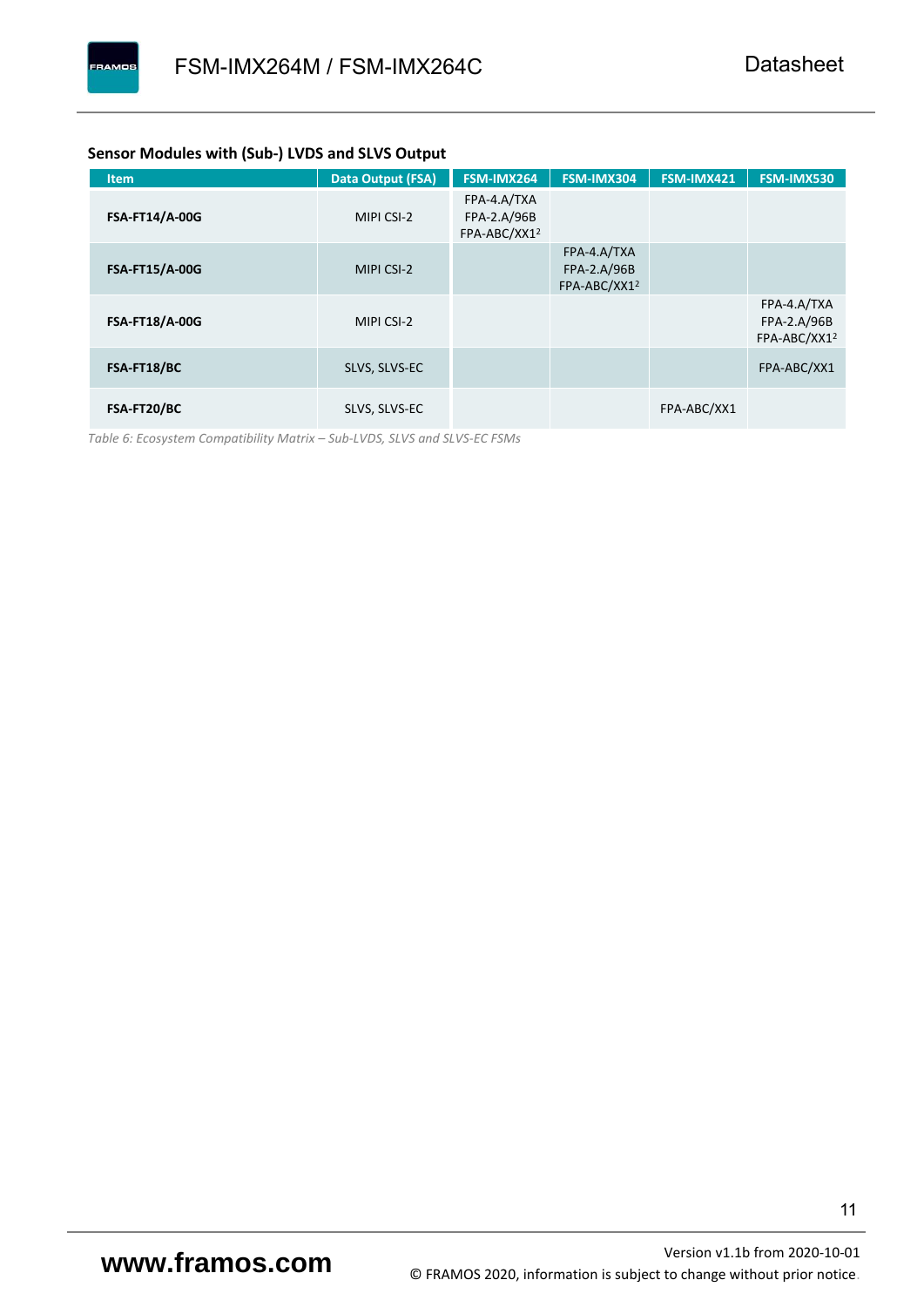**Sensor Modules with (Sub-) LVDS and SLVS Output**

| Item | Data Output (FSA) | FSM-IMX264 | FSM-IMX304 | FSM-IMX421 | FSM-IMX530 |
|---|---|---|---|---|---|
| **FSA-FT14/A-00G** | MIPI CSI-2 | FPA-4.A/TXA<br>FPA-2.A/96B<br>FPA-ABC/XX1[2] | | | |
| **FSA-FT15/A-00G** | MIPI CSI-2 | | FPA-4.A/TXA<br>FPA-2.A/96B<br>FPA-ABC/XX1[2] | | |
| **FSA-FT18/A-00G** | MIPI CSI-2 | | | | FPA-4.A/TXA<br>FPA-2.A/96B<br>FPA-ABC/XX1[2] |
| **FSA-FT18/BC** | SLVS, SLVS-EC | | | | FPA-ABC/XX1 |
| **FSA-FT20/BC** | SLVS, SLVS-EC | | | FPA-ABC/XX1 | |

*Table 6: Ecosystem Compatibility Matrix – Sub-LVDS, SLVS and SLVS-EC FSMs*

www.framos.com

Version v1.1b from 2020-10-01

© FRAMOS 2020, information is subject to change without prior notice.